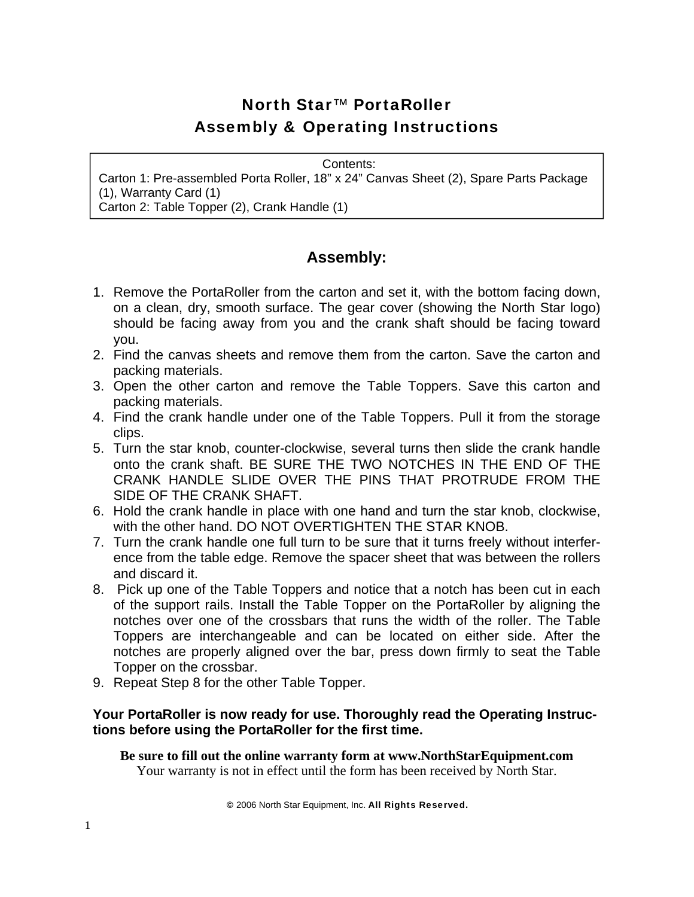# North Star™ PortaRoller
# Assembly & Operating Instructions

Contents:
Carton 1: Pre-assembled Porta Roller, 18" x 24" Canvas Sheet (2), Spare Parts Package (1), Warranty Card (1)
Carton 2: Table Topper (2), Crank Handle (1)

## Assembly:

1. Remove the PortaRoller from the carton and set it, with the bottom facing down, on a clean, dry, smooth surface. The gear cover (showing the North Star logo) should be facing away from you and the crank shaft should be facing toward you.
2. Find the canvas sheets and remove them from the carton. Save the carton and packing materials.
3. Open the other carton and remove the Table Toppers. Save this carton and packing materials.
4. Find the crank handle under one of the Table Toppers. Pull it from the storage clips.
5. Turn the star knob, counter-clockwise, several turns then slide the crank handle onto the crank shaft. BE SURE THE TWO NOTCHES IN THE END OF THE CRANK HANDLE SLIDE OVER THE PINS THAT PROTRUDE FROM THE SIDE OF THE CRANK SHAFT.
6. Hold the crank handle in place with one hand and turn the star knob, clockwise, with the other hand. DO NOT OVERTIGHTEN THE STAR KNOB.
7. Turn the crank handle one full turn to be sure that it turns freely without interference from the table edge. Remove the spacer sheet that was between the rollers and discard it.
8. Pick up one of the Table Toppers and notice that a notch has been cut in each of the support rails. Install the Table Topper on the PortaRoller by aligning the notches over one of the crossbars that runs the width of the roller. The Table Toppers are interchangeable and can be located on either side. After the notches are properly aligned over the bar, press down firmly to seat the Table Topper on the crossbar.
9. Repeat Step 8 for the other Table Topper.

**Your PortaRoller is now ready for use. Thoroughly read the Operating Instructions before using the PortaRoller for the first time.**

**Be sure to fill out the online warranty form at www.NorthStarEquipment.com**
Your warranty is not in effect until the form has been received by North Star.

© 2006 North Star Equipment, Inc. **All Rights Reserved.**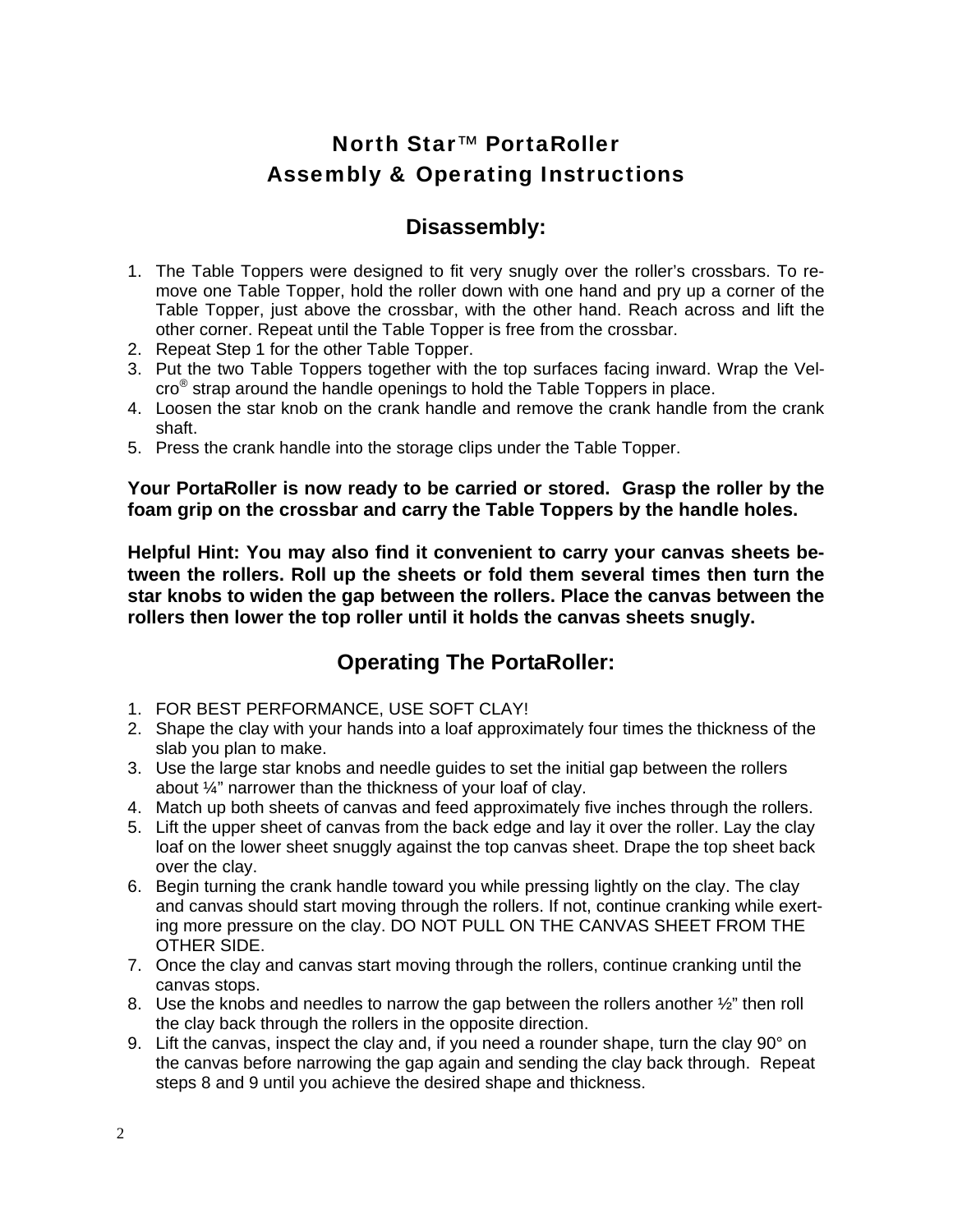# North Star™ PortaRoller
# Assembly & Operating Instructions

## Disassembly:

1. The Table Toppers were designed to fit very snugly over the roller's crossbars. To remove one Table Topper, hold the roller down with one hand and pry up a corner of the Table Topper, just above the crossbar, with the other hand. Reach across and lift the other corner. Repeat until the Table Topper is free from the crossbar.
2. Repeat Step 1 for the other Table Topper.
3. Put the two Table Toppers together with the top surfaces facing inward. Wrap the Velcro® strap around the handle openings to hold the Table Toppers in place.
4. Loosen the star knob on the crank handle and remove the crank handle from the crank shaft.
5. Press the crank handle into the storage clips under the Table Topper.

**Your PortaRoller is now ready to be carried or stored. Grasp the roller by the foam grip on the crossbar and carry the Table Toppers by the handle holes.**

**Helpful Hint: You may also find it convenient to carry your canvas sheets between the rollers. Roll up the sheets or fold them several times then turn the star knobs to widen the gap between the rollers. Place the canvas between the rollers then lower the top roller until it holds the canvas sheets snugly.**

## Operating The PortaRoller:

1. FOR BEST PERFORMANCE, USE SOFT CLAY!
2. Shape the clay with your hands into a loaf approximately four times the thickness of the slab you plan to make.
3. Use the large star knobs and needle guides to set the initial gap between the rollers about ¼" narrower than the thickness of your loaf of clay.
4. Match up both sheets of canvas and feed approximately five inches through the rollers.
5. Lift the upper sheet of canvas from the back edge and lay it over the roller. Lay the clay loaf on the lower sheet snuggly against the top canvas sheet. Drape the top sheet back over the clay.
6. Begin turning the crank handle toward you while pressing lightly on the clay. The clay and canvas should start moving through the rollers. If not, continue cranking while exerting more pressure on the clay. DO NOT PULL ON THE CANVAS SHEET FROM THE OTHER SIDE.
7. Once the clay and canvas start moving through the rollers, continue cranking until the canvas stops.
8. Use the knobs and needles to narrow the gap between the rollers another ½" then roll the clay back through the rollers in the opposite direction.
9. Lift the canvas, inspect the clay and, if you need a rounder shape, turn the clay 90° on the canvas before narrowing the gap again and sending the clay back through. Repeat steps 8 and 9 until you achieve the desired shape and thickness.